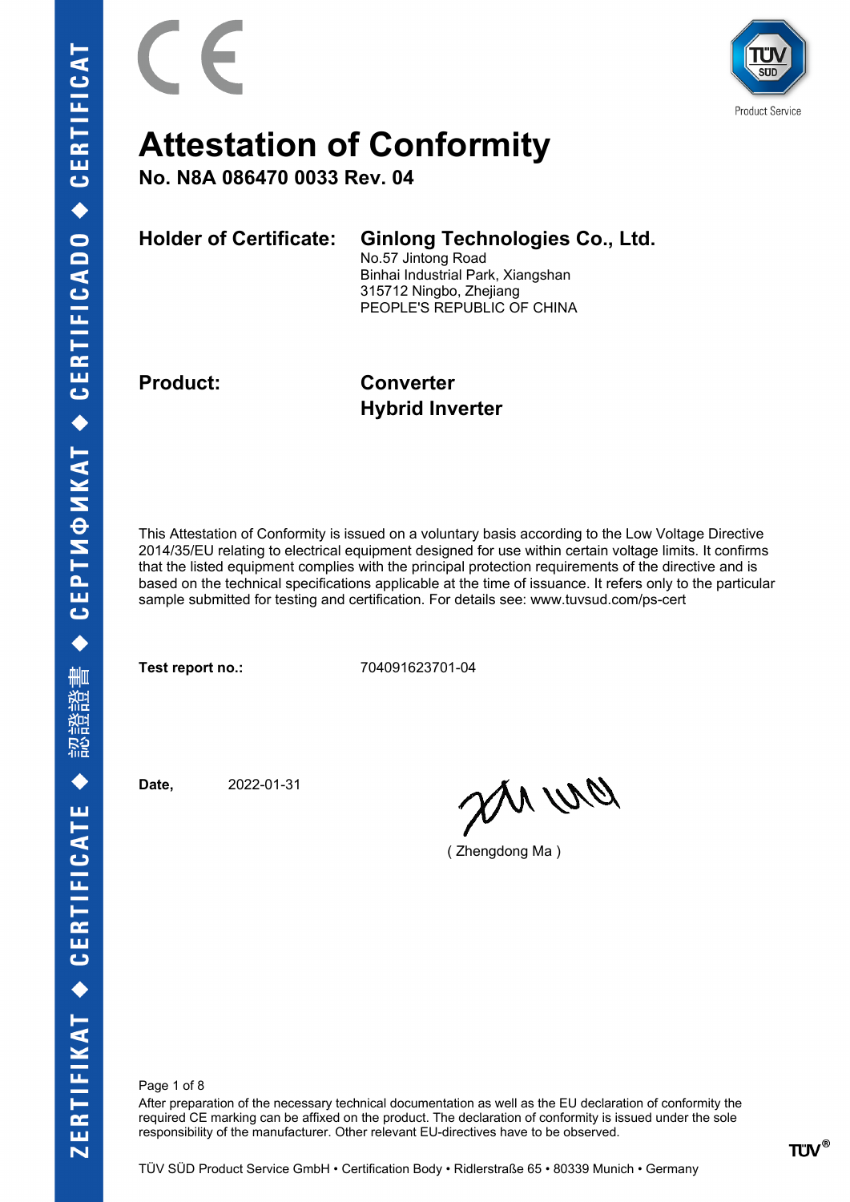# Attestation of Conformity

**No. N8A 086470 0033 Rev. 04**

**Holder of Certificate:** **Ginlong Technologies Co., Ltd.**
No.57 Jintong Road
Binhai Industrial Park, Xiangshan
315712 Ningbo, Zhejiang
PEOPLE'S REPUBLIC OF CHINA

**Product:** **Converter**
**Hybrid Inverter**

This Attestation of Conformity is issued on a voluntary basis according to the Low Voltage Directive 2014/35/EU relating to electrical equipment designed for use within certain voltage limits. It confirms that the listed equipment complies with the principal protection requirements of the directive and is based on the technical specifications applicable at the time of issuance. It refers only to the particular sample submitted for testing and certification. For details see: www.tuvsud.com/ps-cert

**Test report no.:** 704091623701-04

**Date,** 2022-01-31

( Zhengdong Ma )

After preparation of the necessary technical documentation as well as the EU declaration of conformity the required CE marking can be affixed on the product. The declaration of conformity is issued under the sole responsibility of the manufacturer. Other relevant EU-directives have to be observed.

TÜV SÜD Product Service GmbH • Certification Body • Ridlerstraße 65 • 80339 Munich • Germany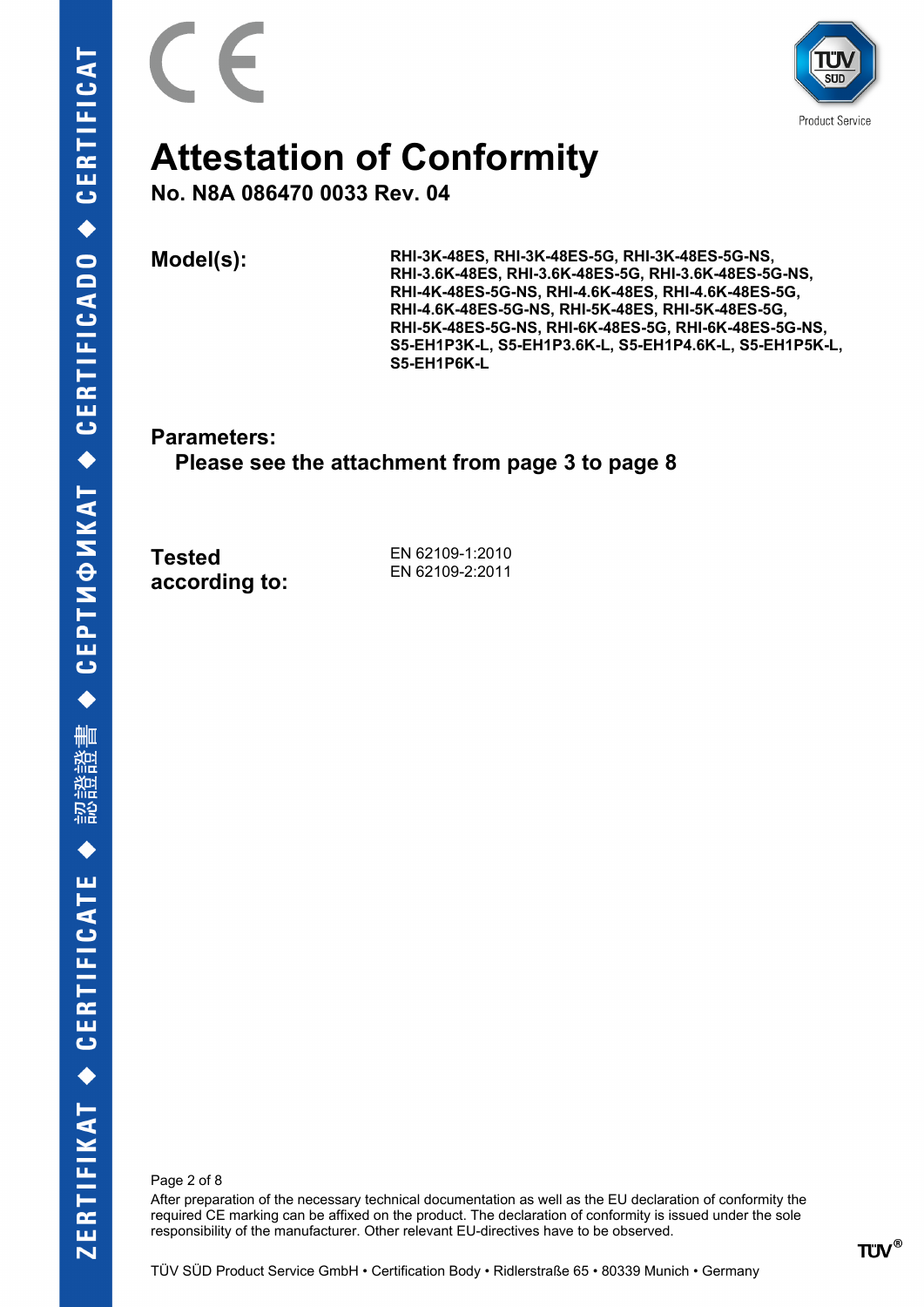# Attestation of Conformity

**No. N8A 086470 0033 Rev. 04**

**Model(s):**

**RHI-3K-48ES, RHI-3K-48ES-5G, RHI-3K-48ES-5G-NS, RHI-3.6K-48ES, RHI-3.6K-48ES-5G, RHI-3.6K-48ES-5G-NS, RHI-4K-48ES-5G-NS, RHI-4.6K-48ES, RHI-4.6K-48ES-5G, RHI-4.6K-48ES-5G-NS, RHI-5K-48ES, RHI-5K-48ES-5G, RHI-5K-48ES-5G-NS, RHI-6K-48ES-5G, RHI-6K-48ES-5G-NS, S5-EH1P3K-L, S5-EH1P3.6K-L, S5-EH1P4.6K-L, S5-EH1P5K-L, S5-EH1P6K-L**

**Parameters:**

**Please see the attachment from page 3 to page 8**

**Tested according to:**

EN 62109-1:2010
EN 62109-2:2011

After preparation of the necessary technical documentation as well as the EU declaration of conformity the required CE marking can be affixed on the product. The declaration of conformity is issued under the sole responsibility of the manufacturer. Other relevant EU-directives have to be observed.

TÜV SÜD Product Service GmbH • Certification Body • Ridlerstraße 65 • 80339 Munich • Germany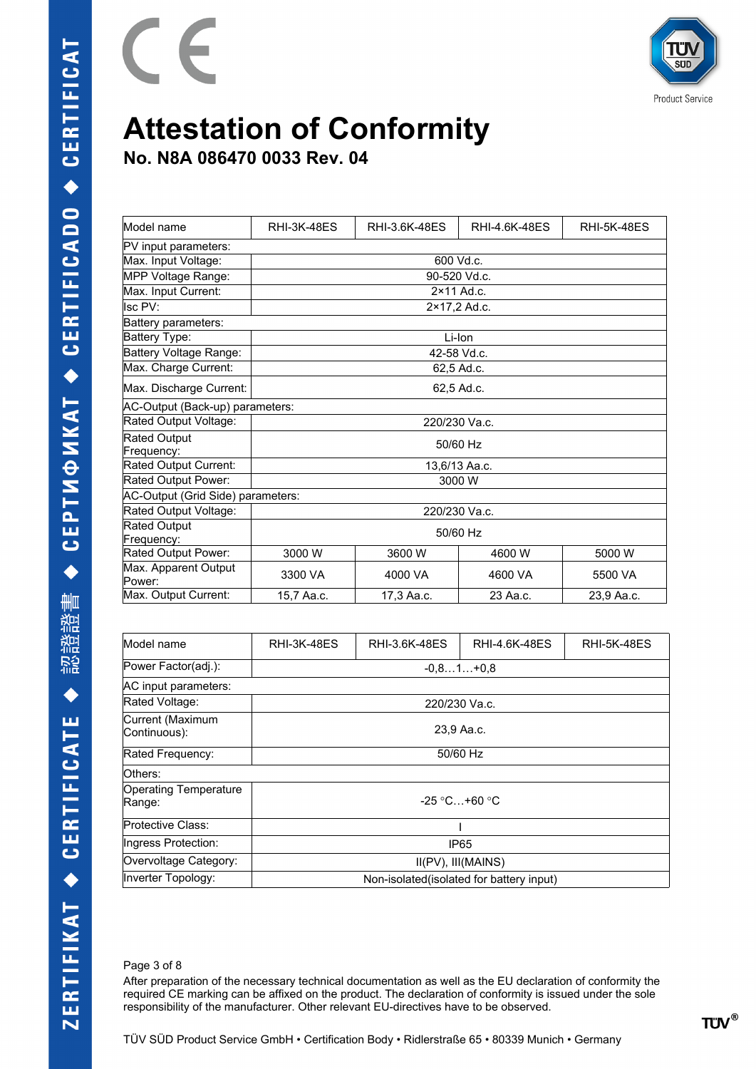# Attestation of Conformity

## No. N8A 086470 0033 Rev. 04

| Model name | RHI-3K-48ES | RHI-3.6K-48ES | RHI-4.6K-48ES | RHI-5K-48ES |
|---|---|---|---|---|
| PV input parameters: | | | | |
| Max. Input Voltage: | 600 Vd.c. | | | |
| MPP Voltage Range: | 90-520 Vd.c. | | | |
| Max. Input Current: | 2×11 Ad.c. | | | |
| Isc PV: | 2×17,2 Ad.c. | | | |
| Battery parameters: | | | | |
| Battery Type: | Li-Ion | | | |
| Battery Voltage Range: | 42-58 Vd.c. | | | |
| Max. Charge Current: | 62,5 Ad.c. | | | |
| Max. Discharge Current: | 62,5 Ad.c. | | | |
| AC-Output (Back-up) parameters: | | | | |
| Rated Output Voltage: | 220/230 Va.c. | | | |
| Rated Output Frequency: | 50/60 Hz | | | |
| Rated Output Current: | 13,6/13 Aa.c. | | | |
| Rated Output Power: | 3000 W | | | |
| AC-Output (Grid Side) parameters: | | | | |
| Rated Output Voltage: | 220/230 Va.c. | | | |
| Rated Output Frequency: | 50/60 Hz | | | |
| Rated Output Power: | 3000 W | 3600 W | 4600 W | 5000 W |
| Max. Apparent Output Power: | 3300 VA | 4000 VA | 4600 VA | 5500 VA |
| Max. Output Current: | 15,7 Aa.c. | 17,3 Aa.c. | 23 Aa.c. | 23,9 Aa.c. |

| Model name | RHI-3K-48ES | RHI-3.6K-48ES | RHI-4.6K-48ES | RHI-5K-48ES |
|---|---|---|---|---|
| Power Factor(adj.): | -0,8…1…+0,8 | | | |
| AC input parameters: | | | | |
| Rated Voltage: | 220/230 Va.c. | | | |
| Current (Maximum Continuous): | 23,9 Aa.c. | | | |
| Rated Frequency: | 50/60 Hz | | | |
| Others: | | | | |
| Operating Temperature Range: | -25 °C…+60 °C | | | |
| Protective Class: | I | | | |
| Ingress Protection: | IP65 | | | |
| Overvoltage Category: | II(PV), III(MAINS) | | | |
| Inverter Topology: | Non-isolated(isolated for battery input) | | | |

After preparation of the necessary technical documentation as well as the EU declaration of conformity the required CE marking can be affixed on the product. The declaration of conformity is issued under the sole responsibility of the manufacturer. Other relevant EU-directives have to be observed.

TÜV SÜD Product Service GmbH • Certification Body • Ridlerstraße 65 • 80339 Munich • Germany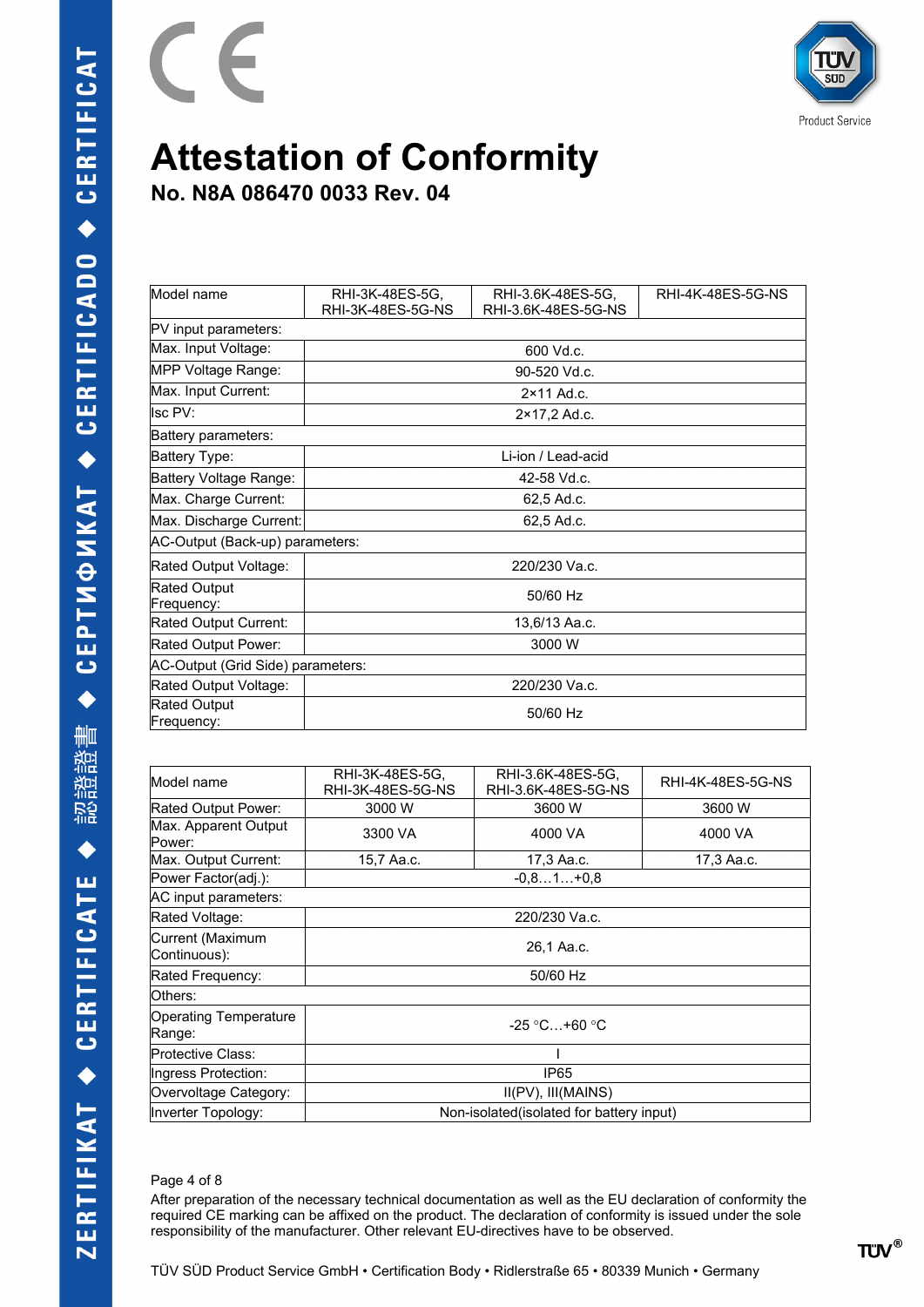# Attestation of Conformity

## No. N8A 086470 0033 Rev. 04

| Model name | RHI-3K-48ES-5G, RHI-3K-48ES-5G-NS | RHI-3.6K-48ES-5G, RHI-3.6K-48ES-5G-NS | RHI-4K-48ES-5G-NS |
|---|---|---|---|
| PV input parameters: | | | |
| Max. Input Voltage: | 600 Vd.c. | | |
| MPP Voltage Range: | 90-520 Vd.c. | | |
| Max. Input Current: | 2×11 Ad.c. | | |
| Isc PV: | 2×17,2 Ad.c. | | |
| Battery parameters: | | | |
| Battery Type: | Li-ion / Lead-acid | | |
| Battery Voltage Range: | 42-58 Vd.c. | | |
| Max. Charge Current: | 62,5 Ad.c. | | |
| Max. Discharge Current: | 62,5 Ad.c. | | |
| AC-Output (Back-up) parameters: | | | |
| Rated Output Voltage: | 220/230 Va.c. | | |
| Rated Output Frequency: | 50/60 Hz | | |
| Rated Output Current: | 13,6/13 Aa.c. | | |
| Rated Output Power: | 3000 W | | |
| AC-Output (Grid Side) parameters: | | | |
| Rated Output Voltage: | 220/230 Va.c. | | |
| Rated Output Frequency: | 50/60 Hz | | |

| Model name | RHI-3K-48ES-5G, RHI-3K-48ES-5G-NS | RHI-3.6K-48ES-5G, RHI-3.6K-48ES-5G-NS | RHI-4K-48ES-5G-NS |
|---|---|---|---|
| Rated Output Power: | 3000 W | 3600 W | 3600 W |
| Max. Apparent Output Power: | 3300 VA | 4000 VA | 4000 VA |
| Max. Output Current: | 15,7 Aa.c. | 17,3 Aa.c. | 17,3 Aa.c. |
| Power Factor(adj.): | -0,8…1…+0,8 | | |
| AC input parameters: | | | |
| Rated Voltage: | 220/230 Va.c. | | |
| Current (Maximum Continuous): | 26,1 Aa.c. | | |
| Rated Frequency: | 50/60 Hz | | |
| Others: | | | |
| Operating Temperature Range: | -25 °C…+60 °C | | |
| Protective Class: | I | | |
| Ingress Protection: | IP65 | | |
| Overvoltage Category: | II(PV), III(MAINS) | | |
| Inverter Topology: | Non-isolated(isolated for battery input) | | |

After preparation of the necessary technical documentation as well as the EU declaration of conformity the required CE marking can be affixed on the product. The declaration of conformity is issued under the sole responsibility of the manufacturer. Other relevant EU-directives have to be observed.

TÜV SÜD Product Service GmbH • Certification Body • Ridlerstraße 65 • 80339 Munich • Germany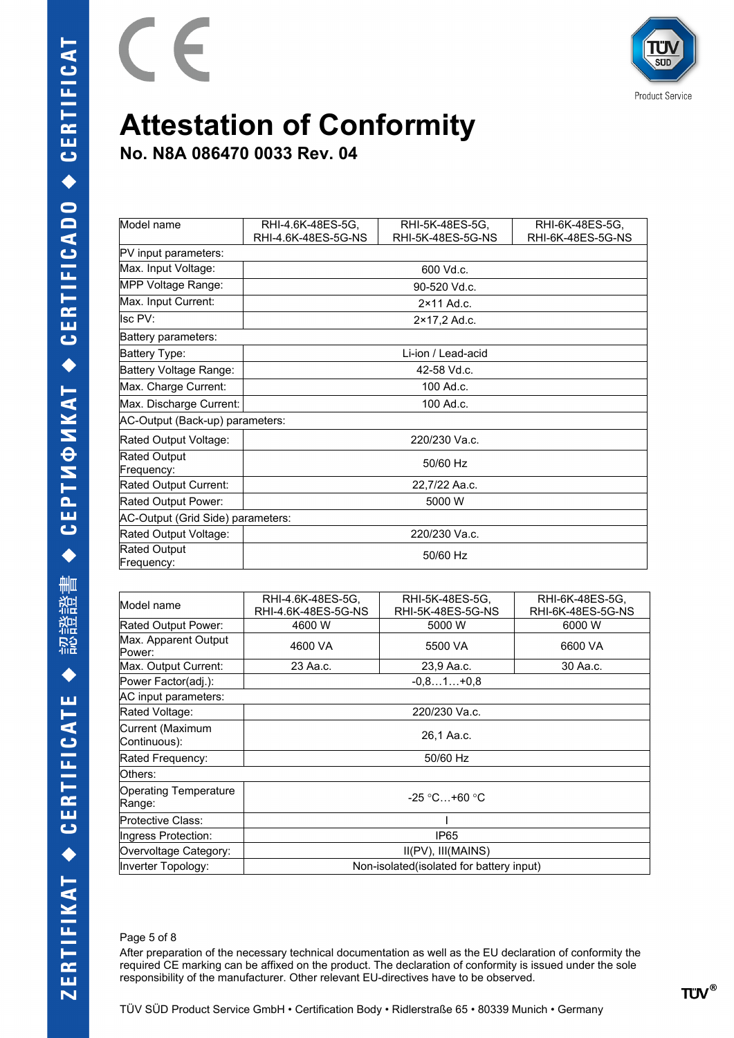# Attestation of Conformity

## No. N8A 086470 0033 Rev. 04

| Model name | RHI-4.6K-48ES-5G, RHI-4.6K-48ES-5G-NS | RHI-5K-48ES-5G, RHI-5K-48ES-5G-NS | RHI-6K-48ES-5G, RHI-6K-48ES-5G-NS |
|---|---|---|---|
| PV input parameters: | | | |
| Max. Input Voltage: | 600 Vd.c. | | |
| MPP Voltage Range: | 90-520 Vd.c. | | |
| Max. Input Current: | 2×11 Ad.c. | | |
| Isc PV: | 2×17,2 Ad.c. | | |
| Battery parameters: | | | |
| Battery Type: | Li-ion / Lead-acid | | |
| Battery Voltage Range: | 42-58 Vd.c. | | |
| Max. Charge Current: | 100 Ad.c. | | |
| Max. Discharge Current: | 100 Ad.c. | | |
| AC-Output (Back-up) parameters: | | | |
| Rated Output Voltage: | 220/230 Va.c. | | |
| Rated Output Frequency: | 50/60 Hz | | |
| Rated Output Current: | 22,7/22 Aa.c. | | |
| Rated Output Power: | 5000 W | | |
| AC-Output (Grid Side) parameters: | | | |
| Rated Output Voltage: | 220/230 Va.c. | | |
| Rated Output Frequency: | 50/60 Hz | | |

| Model name | RHI-4.6K-48ES-5G, RHI-4.6K-48ES-5G-NS | RHI-5K-48ES-5G, RHI-5K-48ES-5G-NS | RHI-6K-48ES-5G, RHI-6K-48ES-5G-NS |
|---|---|---|---|
| Rated Output Power: | 4600 W | 5000 W | 6000 W |
| Max. Apparent Output Power: | 4600 VA | 5500 VA | 6600 VA |
| Max. Output Current: | 23 Aa.c. | 23,9 Aa.c. | 30 Aa.c. |
| Power Factor(adj.): | -0,8…1…+0,8 | | |
| AC input parameters: | | | |
| Rated Voltage: | 220/230 Va.c. | | |
| Current (Maximum Continuous): | 26,1 Aa.c. | | |
| Rated Frequency: | 50/60 Hz | | |
| Others: | | | |
| Operating Temperature Range: | -25 °C…+60 °C | | |
| Protective Class: | I | | |
| Ingress Protection: | IP65 | | |
| Overvoltage Category: | II(PV), III(MAINS) | | |
| Inverter Topology: | Non-isolated(isolated for battery input) | | |

After preparation of the necessary technical documentation as well as the EU declaration of conformity the required CE marking can be affixed on the product. The declaration of conformity is issued under the sole responsibility of the manufacturer. Other relevant EU-directives have to be observed.

TÜV SÜD Product Service GmbH • Certification Body • Ridlerstraße 65 • 80339 Munich • Germany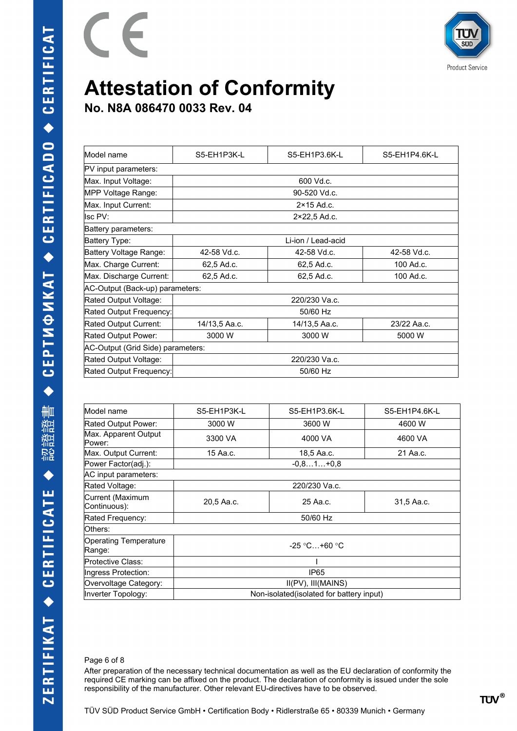# Attestation of Conformity

## No. N8A 086470 0033 Rev. 04

| Model name | S5-EH1P3K-L | S5-EH1P3.6K-L | S5-EH1P4.6K-L |
|---|---|---|---|
| PV input parameters: | | | |
| Max. Input Voltage: | 600 Vd.c. | | |
| MPP Voltage Range: | 90-520 Vd.c. | | |
| Max. Input Current: | 2×15 Ad.c. | | |
| Isc PV: | 2×22,5 Ad.c. | | |
| Battery parameters: | | | |
| Battery Type: | Li-ion / Lead-acid | | |
| Battery Voltage Range: | 42-58 Vd.c. | 42-58 Vd.c. | 42-58 Vd.c. |
| Max. Charge Current: | 62,5 Ad.c. | 62,5 Ad.c. | 100 Ad.c. |
| Max. Discharge Current: | 62,5 Ad.c. | 62,5 Ad.c. | 100 Ad.c. |
| AC-Output (Back-up) parameters: | | | |
| Rated Output Voltage: | 220/230 Va.c. | | |
| Rated Output Frequency: | 50/60 Hz | | |
| Rated Output Current: | 14/13,5 Aa.c. | 14/13,5 Aa.c. | 23/22 Aa.c. |
| Rated Output Power: | 3000 W | 3000 W | 5000 W |
| AC-Output (Grid Side) parameters: | | | |
| Rated Output Voltage: | 220/230 Va.c. | | |
| Rated Output Frequency: | 50/60 Hz | | |

| Model name | S5-EH1P3K-L | S5-EH1P3.6K-L | S5-EH1P4.6K-L |
|---|---|---|---|
| Rated Output Power: | 3000 W | 3600 W | 4600 W |
| Max. Apparent Output Power: | 3300 VA | 4000 VA | 4600 VA |
| Max. Output Current: | 15 Aa.c. | 18,5 Aa.c. | 21 Aa.c. |
| Power Factor(adj.): | -0,8…1…+0,8 | | |
| AC input parameters: | | | |
| Rated Voltage: | 220/230 Va.c. | | |
| Current (Maximum Continuous): | 20,5 Aa.c. | 25 Aa.c. | 31,5 Aa.c. |
| Rated Frequency: | 50/60 Hz | | |
| Others: | | | |
| Operating Temperature Range: | -25 °C…+60 °C | | |
| Protective Class: | I | | |
| Ingress Protection: | IP65 | | |
| Overvoltage Category: | II(PV), III(MAINS) | | |
| Inverter Topology: | Non-isolated(isolated for battery input) | | |

After preparation of the necessary technical documentation as well as the EU declaration of conformity the required CE marking can be affixed on the product. The declaration of conformity is issued under the sole responsibility of the manufacturer. Other relevant EU-directives have to be observed.

TÜV SÜD Product Service GmbH • Certification Body • Ridlerstraße 65 • 80339 Munich • Germany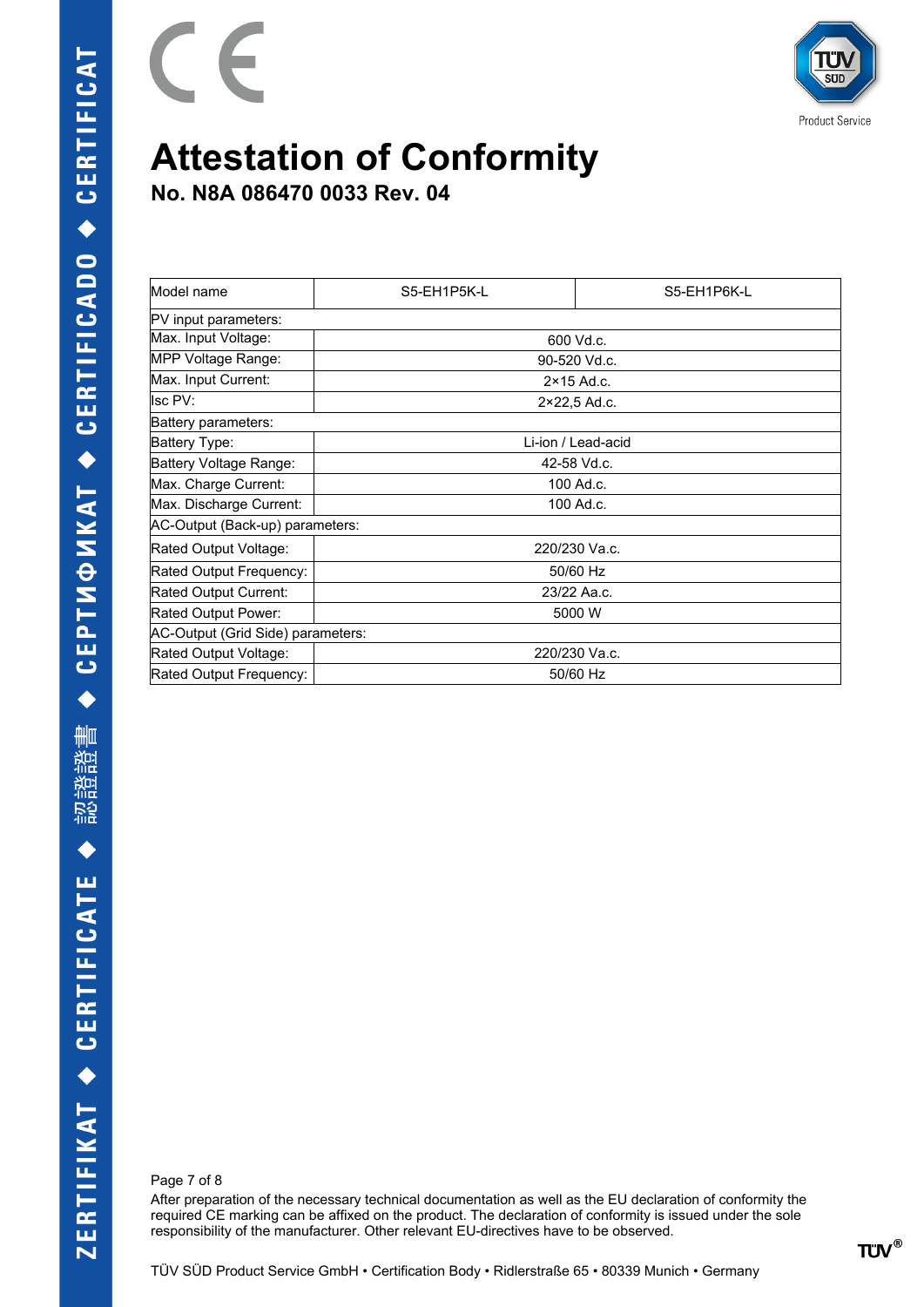# Attestation of Conformity

## No. N8A 086470 0033 Rev. 04

| Model name | S5-EH1P5K-L | S5-EH1P6K-L |
|---|---|---|
| PV input parameters: | | |
| Max. Input Voltage: | 600 Vd.c. | |
| MPP Voltage Range: | 90-520 Vd.c. | |
| Max. Input Current: | 2×15 Ad.c. | |
| Isc PV: | 2×22,5 Ad.c. | |
| Battery parameters: | | |
| Battery Type: | Li-ion / Lead-acid | |
| Battery Voltage Range: | 42-58 Vd.c. | |
| Max. Charge Current: | 100 Ad.c. | |
| Max. Discharge Current: | 100 Ad.c. | |
| AC-Output (Back-up) parameters: | | |
| Rated Output Voltage: | 220/230 Va.c. | |
| Rated Output Frequency: | 50/60 Hz | |
| Rated Output Current: | 23/22 Aa.c. | |
| Rated Output Power: | 5000 W | |
| AC-Output (Grid Side) parameters: | | |
| Rated Output Voltage: | 220/230 Va.c. | |
| Rated Output Frequency: | 50/60 Hz | |

After preparation of the necessary technical documentation as well as the EU declaration of conformity the required CE marking can be affixed on the product. The declaration of conformity is issued under the sole responsibility of the manufacturer. Other relevant EU-directives have to be observed.

TÜV SÜD Product Service GmbH • Certification Body • Ridlerstraße 65 • 80339 Munich • Germany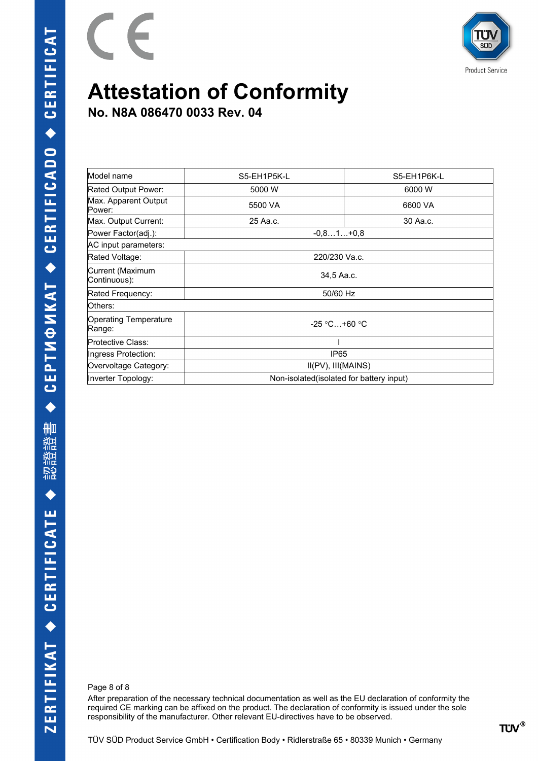# Attestation of Conformity

## No. N8A 086470 0033 Rev. 04

| Model name | S5-EH1P5K-L | S5-EH1P6K-L |
|---|---|---|
| Rated Output Power: | 5000 W | 6000 W |
| Max. Apparent Output Power: | 5500 VA | 6600 VA |
| Max. Output Current: | 25 Aa.c. | 30 Aa.c. |
| Power Factor(adj.): | -0,8…1…+0,8 | |
| AC input parameters: | | |
| Rated Voltage: | 220/230 Va.c. | |
| Current (Maximum Continuous): | 34,5 Aa.c. | |
| Rated Frequency: | 50/60 Hz | |
| Others: | | |
| Operating Temperature Range: | -25 °C…+60 °C | |
| Protective Class: | I | |
| Ingress Protection: | IP65 | |
| Overvoltage Category: | II(PV), III(MAINS) | |
| Inverter Topology: | Non-isolated(isolated for battery input) | |

After preparation of the necessary technical documentation as well as the EU declaration of conformity the required CE marking can be affixed on the product. The declaration of conformity is issued under the sole responsibility of the manufacturer. Other relevant EU-directives have to be observed.

TÜV SÜD Product Service GmbH • Certification Body • Ridlerstraße 65 • 80339 Munich • Germany